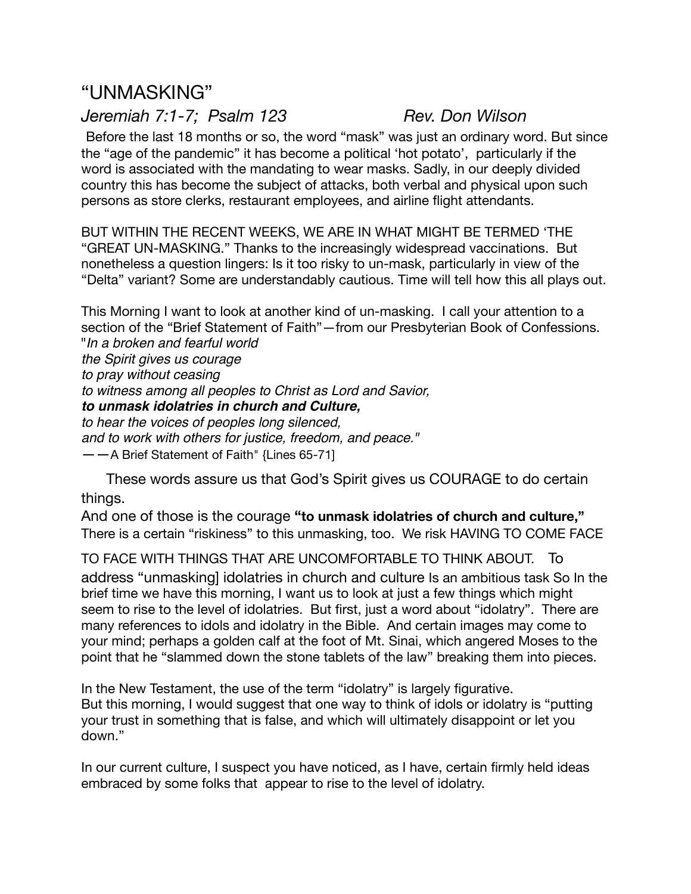# “UNMASKING”

*Jeremiah 7:1-7; Psalm 123* *Rev. Don Wilson*

Before the last 18 months or so, the word “mask” was just an ordinary word. But since the “age of the pandemic” it has become a political ‘hot potato’, particularly if the word is associated with the mandating to wear masks. Sadly, in our deeply divided country this has become the subject of attacks, both verbal and physical upon such persons as store clerks, restaurant employees, and airline flight attendants.

BUT WITHIN THE RECENT WEEKS, WE ARE IN WHAT MIGHT BE TERMED ‘THE “GREAT UN-MASKING.” Thanks to the increasingly widespread vaccinations. But nonetheless a question lingers: Is it too risky to un-mask, particularly in view of the “Delta” variant? Some are understandably cautious. Time will tell how this all plays out.

This Morning I want to look at another kind of un-masking. I call your attention to a section of the “Brief Statement of Faith”—from our Presbyterian Book of Confessions.

"*In a broken and fearful world*
*the Spirit gives us courage*
*to pray without ceasing*
*to witness among all peoples to Christ as Lord and Savior,*
***to unmask idolatries in church and Culture,***
*to hear the voices of peoples long silenced,*
*and to work with others for justice, freedom, and peace."*
——A Brief Statement of Faith" {Lines 65-71]

These words assure us that God’s Spirit gives us COURAGE to do certain things.

And one of those is the courage **“to unmask idolatries of church and culture,”** There is a certain “riskiness” to this unmasking, too. We risk HAVING TO COME FACE TO FACE WITH THINGS THAT ARE UNCOMFORTABLE TO THINK ABOUT. To address “unmasking] idolatries in church and culture Is an ambitious task So In the brief time we have this morning, I want us to look at just a few things which might seem to rise to the level of idolatries. But first, just a word about “idolatry”. There are many references to idols and idolatry in the Bible. And certain images may come to your mind; perhaps a golden calf at the foot of Mt. Sinai, which angered Moses to the point that he “slammed down the stone tablets of the law” breaking them into pieces.

In the New Testament, the use of the term “idolatry” is largely figurative.
But this morning, I would suggest that one way to think of idols or idolatry is “putting your trust in something that is false, and which will ultimately disappoint or let you down.”

In our current culture, I suspect you have noticed, as I have, certain firmly held ideas embraced by some folks that appear to rise to the level of idolatry.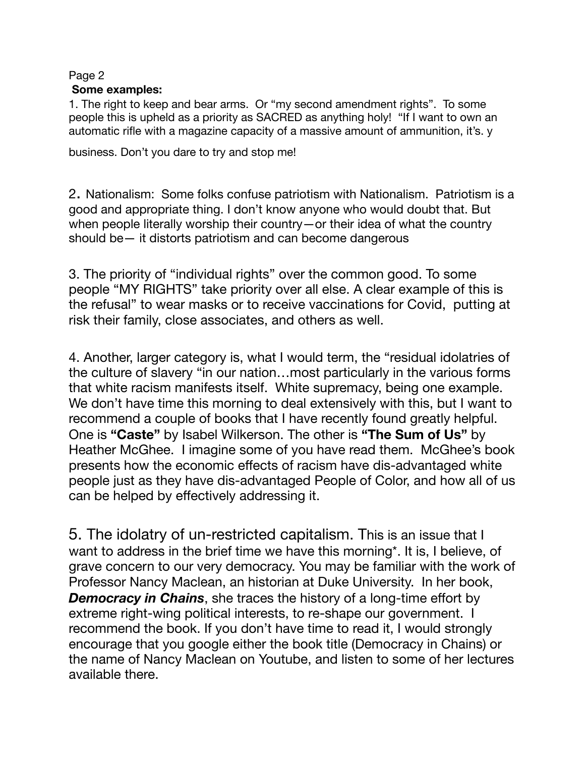**Some examples:**

1. The right to keep and bear arms. Or "my second amendment rights". To some people this is upheld as a priority as SACRED as anything holy! "If I want to own an automatic rifle with a magazine capacity of a massive amount of ammunition, it's. y business. Don't you dare to try and stop me!

2. Nationalism: Some folks confuse patriotism with Nationalism. Patriotism is a good and appropriate thing. I don't know anyone who would doubt that. But when people literally worship their country—or their idea of what the country should be— it distorts patriotism and can become dangerous

3. The priority of "individual rights" over the common good. To some people "MY RIGHTS" take priority over all else. A clear example of this is the refusal" to wear masks or to receive vaccinations for Covid, putting at risk their family, close associates, and others as well.

4. Another, larger category is, what I would term, the "residual idolatries of the culture of slavery "in our nation…most particularly in the various forms that white racism manifests itself. White supremacy, being one example. We don't have time this morning to deal extensively with this, but I want to recommend a couple of books that I have recently found greatly helpful. One is **"Caste"** by Isabel Wilkerson. The other is **"The Sum of Us"** by Heather McGhee. I imagine some of you have read them. McGhee's book presents how the economic effects of racism have dis-advantaged white people just as they have dis-advantaged People of Color, and how all of us can be helped by effectively addressing it.

5. The idolatry of un-restricted capitalism. This is an issue that I want to address in the brief time we have this morning*. It is, I believe, of grave concern to our very democracy. You may be familiar with the work of Professor Nancy Maclean, an historian at Duke University. In her book, ***Democracy in Chains***, she traces the history of a long-time effort by extreme right-wing political interests, to re-shape our government. I recommend the book. If you don't have time to read it, I would strongly encourage that you google either the book title (Democracy in Chains) or the name of Nancy Maclean on Youtube, and listen to some of her lectures available there.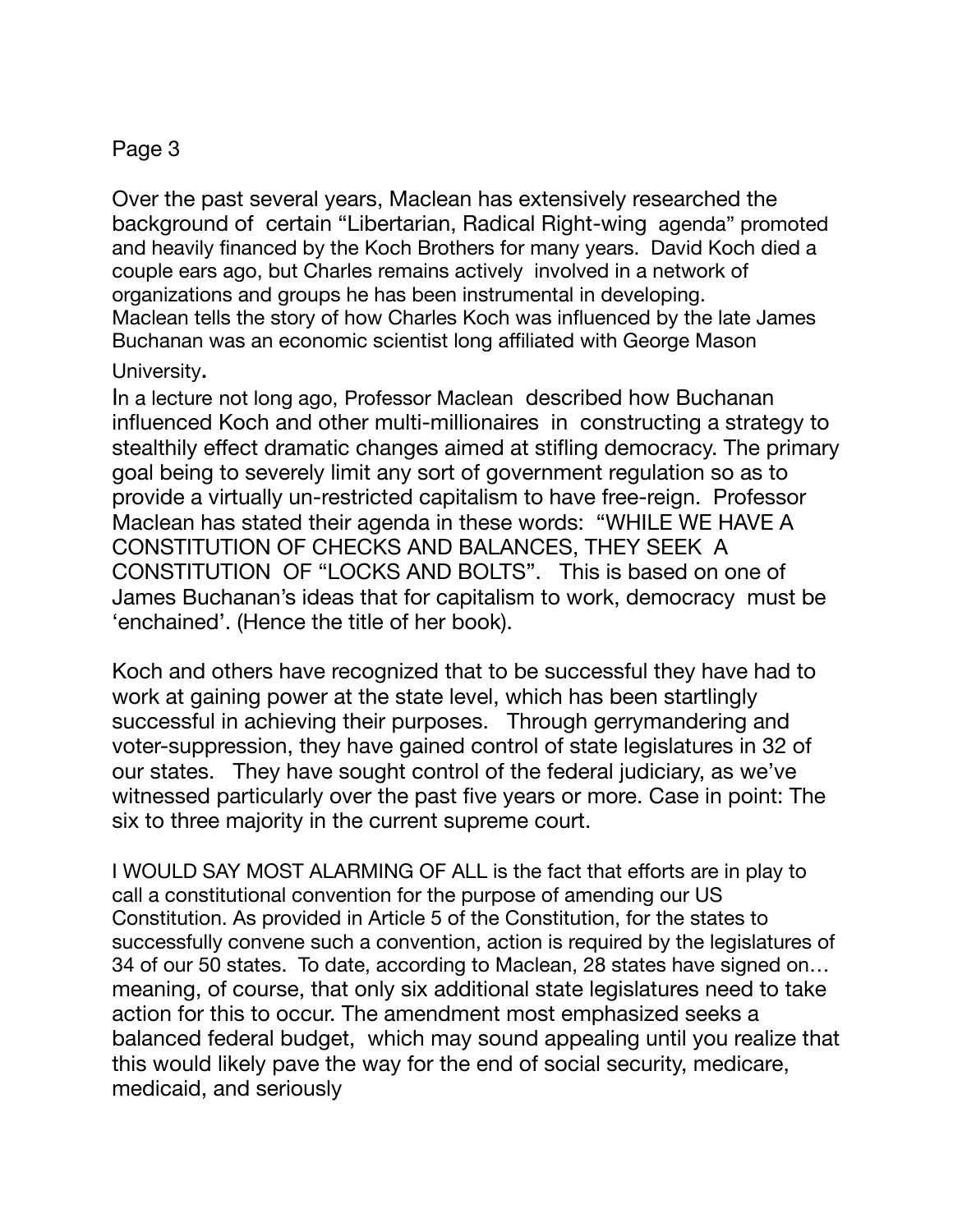Over the past several years, Maclean has extensively researched the background of certain "Libertarian, Radical Right-wing agenda" promoted and heavily financed by the Koch Brothers for many years. David Koch died a couple ears ago, but Charles remains actively involved in a network of organizations and groups he has been instrumental in developing. Maclean tells the story of how Charles Koch was influenced by the late James Buchanan was an economic scientist long affiliated with George Mason University.

In a lecture not long ago, Professor Maclean described how Buchanan influenced Koch and other multi-millionaires in constructing a strategy to stealthily effect dramatic changes aimed at stifling democracy. The primary goal being to severely limit any sort of government regulation so as to provide a virtually un-restricted capitalism to have free-reign. Professor Maclean has stated their agenda in these words: "WHILE WE HAVE A CONSTITUTION OF CHECKS AND BALANCES, THEY SEEK A CONSTITUTION OF "LOCKS AND BOLTS". This is based on one of James Buchanan's ideas that for capitalism to work, democracy must be 'enchained'. (Hence the title of her book).

Koch and others have recognized that to be successful they have had to work at gaining power at the state level, which has been startlingly successful in achieving their purposes. Through gerrymandering and voter-suppression, they have gained control of state legislatures in 32 of our states. They have sought control of the federal judiciary, as we've witnessed particularly over the past five years or more. Case in point: The six to three majority in the current supreme court.

I WOULD SAY MOST ALARMING OF ALL is the fact that efforts are in play to call a constitutional convention for the purpose of amending our US Constitution. As provided in Article 5 of the Constitution, for the states to successfully convene such a convention, action is required by the legislatures of 34 of our 50 states. To date, according to Maclean, 28 states have signed on… meaning, of course, that only six additional state legislatures need to take action for this to occur. The amendment most emphasized seeks a balanced federal budget, which may sound appealing until you realize that this would likely pave the way for the end of social security, medicare, medicaid, and seriously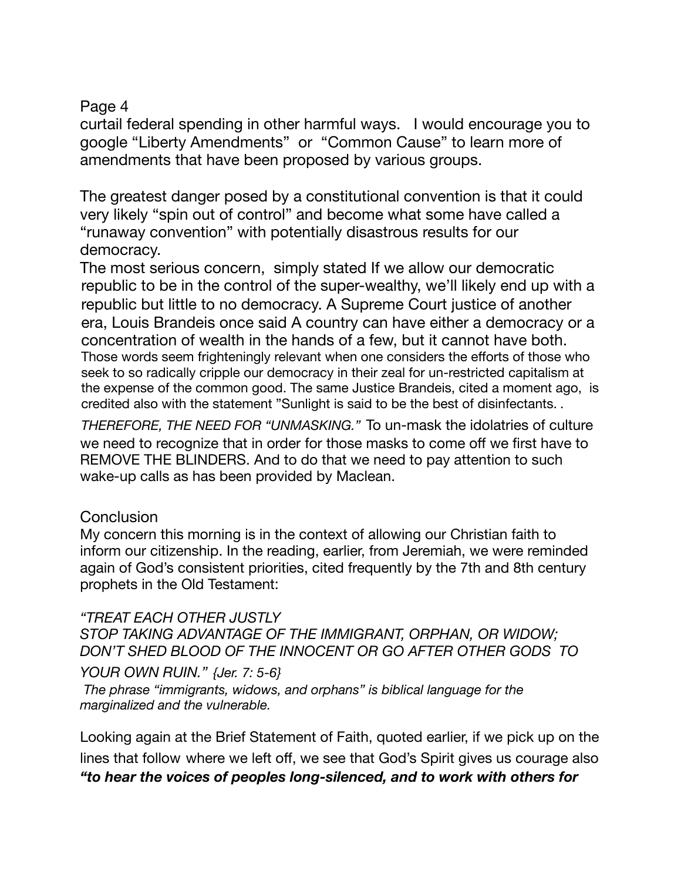curtail federal spending in other harmful ways. I would encourage you to google "Liberty Amendments" or "Common Cause" to learn more of amendments that have been proposed by various groups.

The greatest danger posed by a constitutional convention is that it could very likely "spin out of control" and become what some have called a "runaway convention" with potentially disastrous results for our democracy.

The most serious concern, simply stated If we allow our democratic republic to be in the control of the super-wealthy, we'll likely end up with a republic but little to no democracy. A Supreme Court justice of another era, Louis Brandeis once said A country can have either a democracy or a concentration of wealth in the hands of a few, but it cannot have both. Those words seem frighteningly relevant when one considers the efforts of those who seek to so radically cripple our democracy in their zeal for un-restricted capitalism at the expense of the common good. The same Justice Brandeis, cited a moment ago, is credited also with the statement "Sunlight is said to be the best of disinfectants. .

*THEREFORE, THE NEED FOR "UNMASKING."* To un-mask the idolatries of culture we need to recognize that in order for those masks to come off we first have to REMOVE THE BLINDERS. And to do that we need to pay attention to such wake-up calls as has been provided by Maclean.

## Conclusion

My concern this morning is in the context of allowing our Christian faith to inform our citizenship. In the reading, earlier, from Jeremiah, we were reminded again of God's consistent priorities, cited frequently by the 7th and 8th century prophets in the Old Testament:

*"TREAT EACH OTHER JUSTLY*
*STOP TAKING ADVANTAGE OF THE IMMIGRANT, ORPHAN, OR WIDOW;*
*DON'T SHED BLOOD OF THE INNOCENT OR GO AFTER OTHER GODS TO YOUR OWN RUIN." {Jer. 7: 5-6}*

*The phrase "immigrants, widows, and orphans" is biblical language for the marginalized and the vulnerable.*

Looking again at the Brief Statement of Faith, quoted earlier, if we pick up on the lines that follow where we left off, we see that God's Spirit gives us courage also ***"to hear the voices of peoples long-silenced, and to work with others for***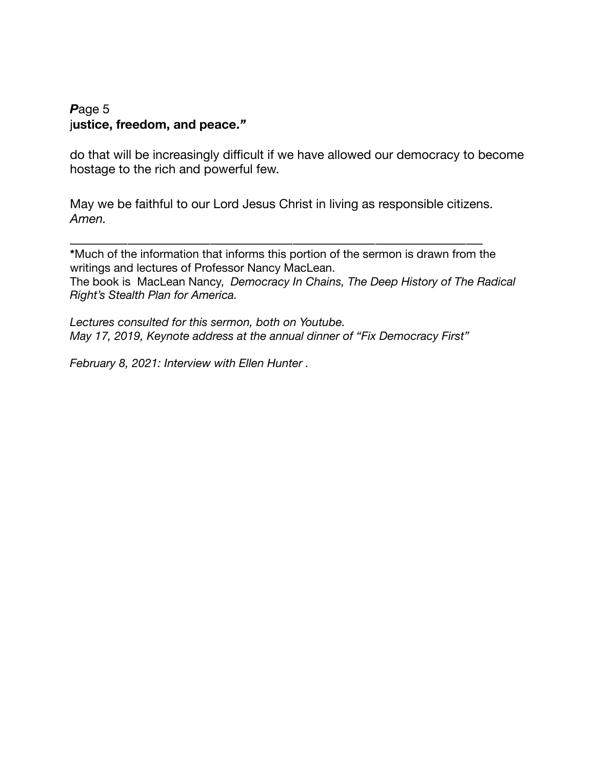do that will be increasingly difficult if we have allowed our democracy to become hostage to the rich and powerful few.

May we be faithful to our Lord Jesus Christ in living as responsible citizens. *Amen.*

---

*Much of the information that informs this portion of the sermon is drawn from the writings and lectures of Professor Nancy MacLean.
The book is MacLean Nancy, *Democracy In Chains, The Deep History of The Radical Right's Stealth Plan for America.*

*Lectures consulted for this sermon, both on Youtube.*
*May 17, 2019, Keynote address at the annual dinner of "Fix Democracy First"*

*February 8, 2021: Interview with Ellen Hunter .*